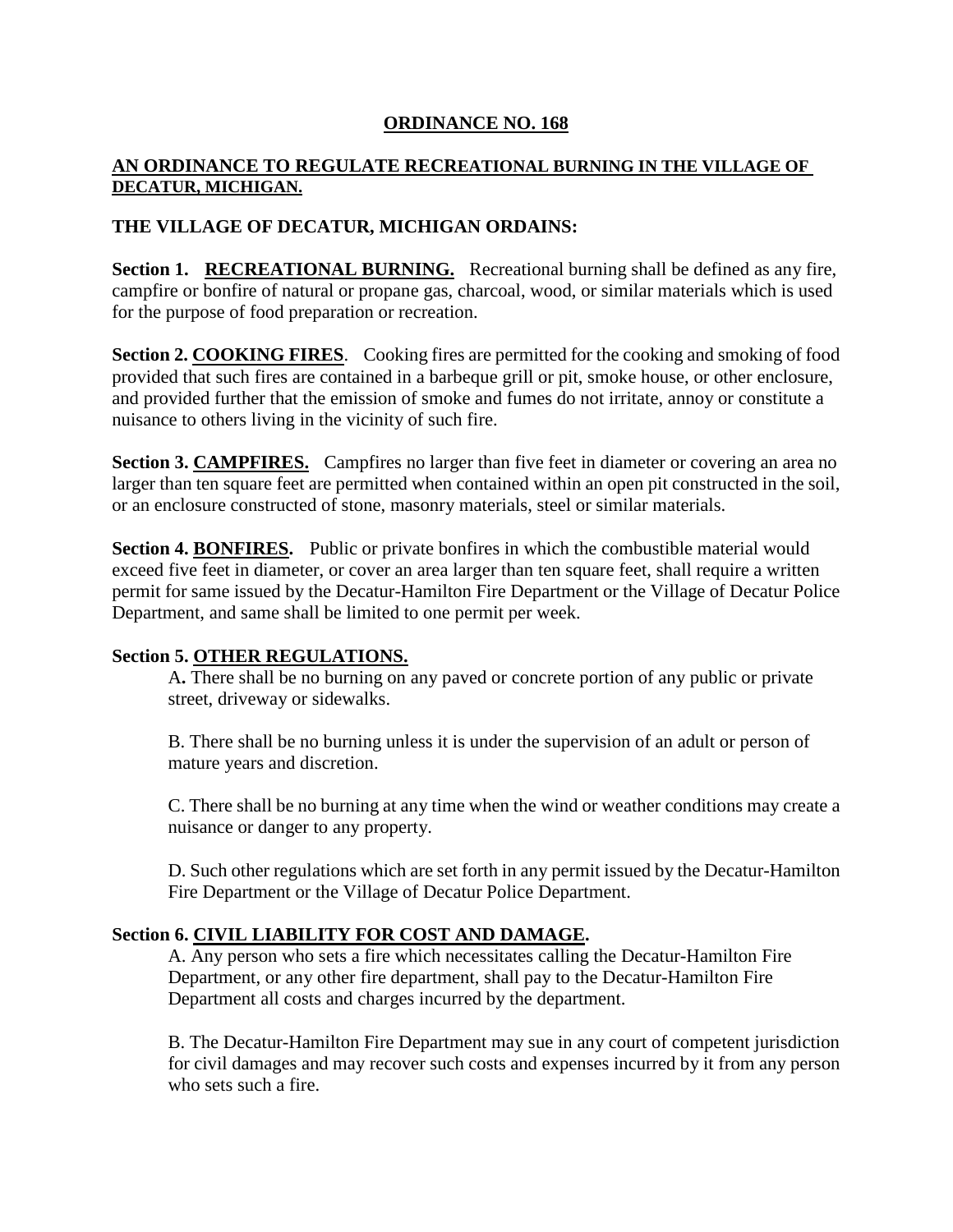# ORDINANCE NO. 168

## AN ORDINANCE TO REGULATE RECREATIONAL BURNING IN THE VILLAGE OF DECATUR, MICHIGAN.

**THE VILLAGE OF DECATUR, MICHIGAN ORDAINS:**

**Section 1. RECREATIONAL BURNING.** Recreational burning shall be defined as any fire, campfire or bonfire of natural or propane gas, charcoal, wood, or similar materials which is used for the purpose of food preparation or recreation.

**Section 2. COOKING FIRES**. Cooking fires are permitted for the cooking and smoking of food provided that such fires are contained in a barbeque grill or pit, smoke house, or other enclosure, and provided further that the emission of smoke and fumes do not irritate, annoy or constitute a nuisance to others living in the vicinity of such fire.

**Section 3. CAMPFIRES.** Campfires no larger than five feet in diameter or covering an area no larger than ten square feet are permitted when contained within an open pit constructed in the soil, or an enclosure constructed of stone, masonry materials, steel or similar materials.

**Section 4. BONFIRES.** Public or private bonfires in which the combustible material would exceed five feet in diameter, or cover an area larger than ten square feet, shall require a written permit for same issued by the Decatur-Hamilton Fire Department or the Village of Decatur Police Department, and same shall be limited to one permit per week.

**Section 5. OTHER REGULATIONS.**

A. There shall be no burning on any paved or concrete portion of any public or private street, driveway or sidewalks.

B. There shall be no burning unless it is under the supervision of an adult or person of mature years and discretion.

C. There shall be no burning at any time when the wind or weather conditions may create a nuisance or danger to any property.

D. Such other regulations which are set forth in any permit issued by the Decatur-Hamilton Fire Department or the Village of Decatur Police Department.

**Section 6. CIVIL LIABILITY FOR COST AND DAMAGE.**

A. Any person who sets a fire which necessitates calling the Decatur-Hamilton Fire Department, or any other fire department, shall pay to the Decatur-Hamilton Fire Department all costs and charges incurred by the department.

B. The Decatur-Hamilton Fire Department may sue in any court of competent jurisdiction for civil damages and may recover such costs and expenses incurred by it from any person who sets such a fire.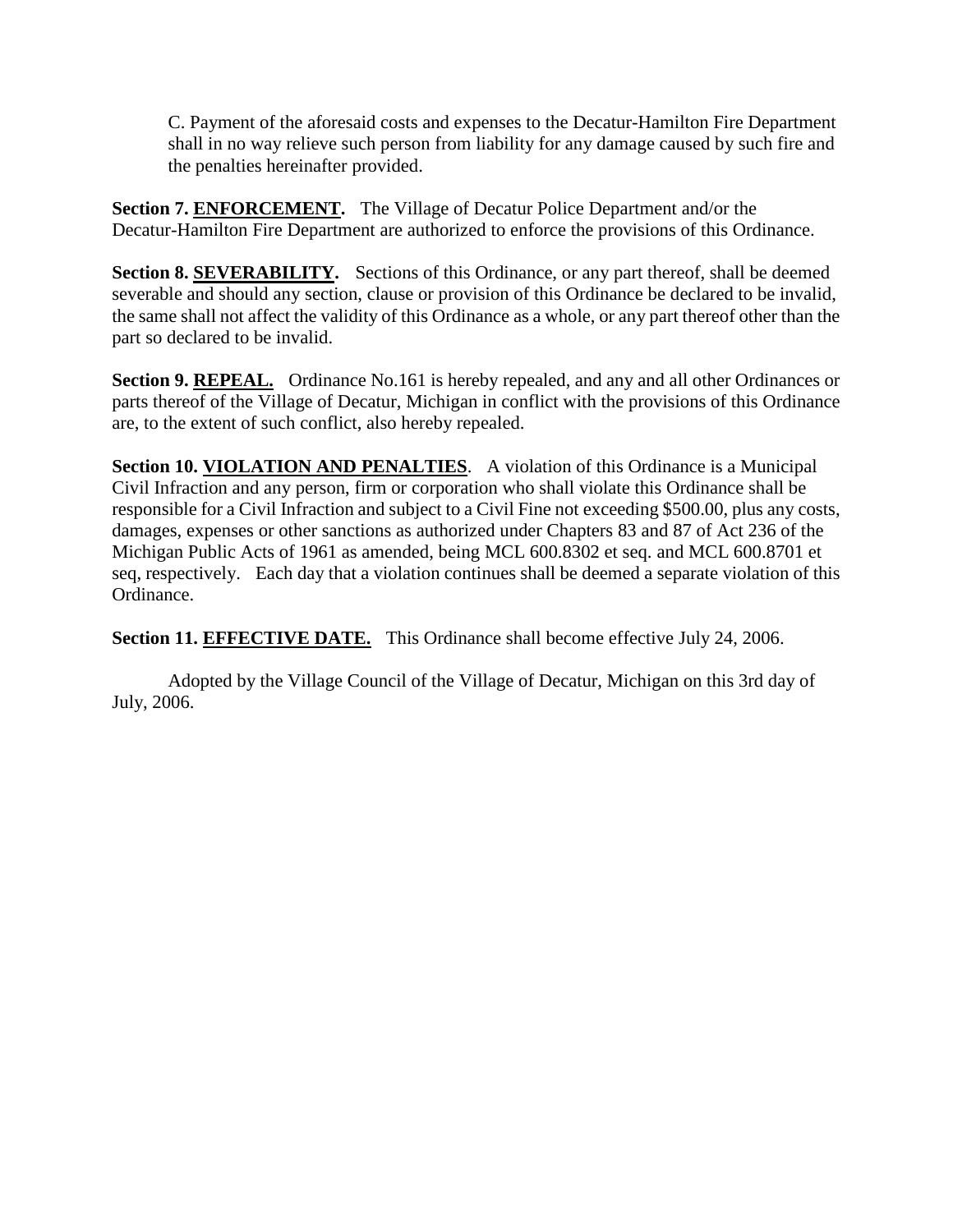C. Payment of the aforesaid costs and expenses to the Decatur-Hamilton Fire Department shall in no way relieve such person from liability for any damage caused by such fire and the penalties hereinafter provided.

**Section 7. ENFORCEMENT.** The Village of Decatur Police Department and/or the Decatur-Hamilton Fire Department are authorized to enforce the provisions of this Ordinance.

**Section 8. SEVERABILITY.** Sections of this Ordinance, or any part thereof, shall be deemed severable and should any section, clause or provision of this Ordinance be declared to be invalid, the same shall not affect the validity of this Ordinance as a whole, or any part thereof other than the part so declared to be invalid.

**Section 9. REPEAL.** Ordinance No.161 is hereby repealed, and any and all other Ordinances or parts thereof of the Village of Decatur, Michigan in conflict with the provisions of this Ordinance are, to the extent of such conflict, also hereby repealed.

**Section 10. VIOLATION AND PENALTIES**. A violation of this Ordinance is a Municipal Civil Infraction and any person, firm or corporation who shall violate this Ordinance shall be responsible for a Civil Infraction and subject to a Civil Fine not exceeding $500.00, plus any costs, damages, expenses or other sanctions as authorized under Chapters 83 and 87 of Act 236 of the Michigan Public Acts of 1961 as amended, being MCL 600.8302 et seq. and MCL 600.8701 et seq, respectively. Each day that a violation continues shall be deemed a separate violation of this Ordinance.

**Section 11. EFFECTIVE DATE.** This Ordinance shall become effective July 24, 2006.

Adopted by the Village Council of the Village of Decatur, Michigan on this 3rd day of July, 2006.